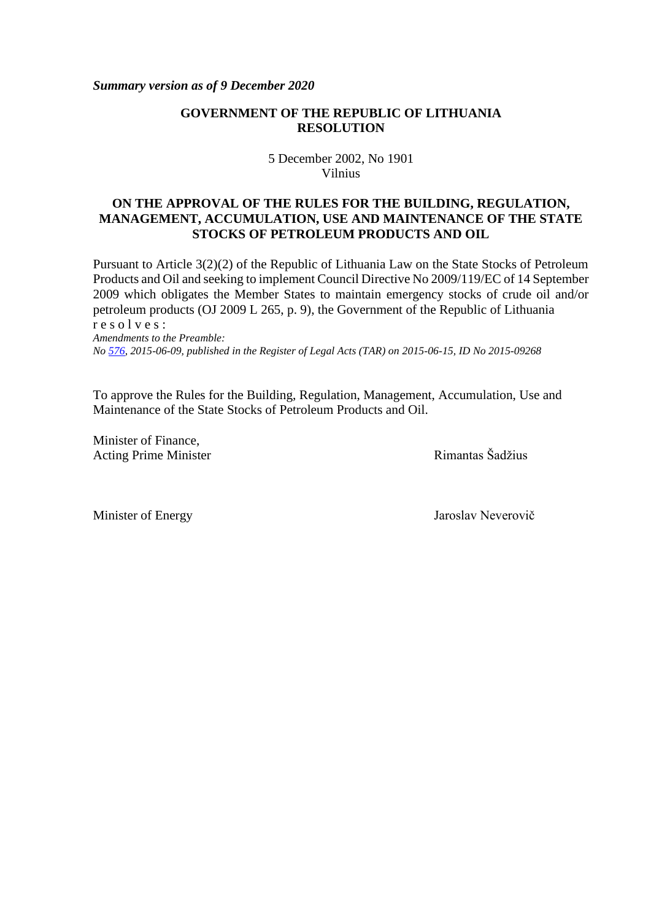***Summary version as of 9 December 2020***

**GOVERNMENT OF THE REPUBLIC OF LITHUANIA**
**RESOLUTION**

5 December 2002, No 1901
Vilnius

**ON THE APPROVAL OF THE RULES FOR THE BUILDING, REGULATION, MANAGEMENT, ACCUMULATION, USE AND MAINTENANCE OF THE STATE STOCKS OF PETROLEUM PRODUCTS AND OIL**

Pursuant to Article 3(2)(2) of the Republic of Lithuania Law on the State Stocks of Petroleum Products and Oil and seeking to implement Council Directive No 2009/119/EC of 14 September 2009 which obligates the Member States to maintain emergency stocks of crude oil and/or petroleum products (OJ 2009 L 265, p. 9), the Government of the Republic of Lithuania r e s o l v e s :

*Amendments to the Preamble:*
*No 576, 2015-06-09, published in the Register of Legal Acts (TAR) on 2015-06-15, ID No 2015-09268*

To approve the Rules for the Building, Regulation, Management, Accumulation, Use and Maintenance of the State Stocks of Petroleum Products and Oil.

Minister of Finance,
Acting Prime Minister — Rimantas Šadžius

Minister of Energy — Jaroslav Neverovič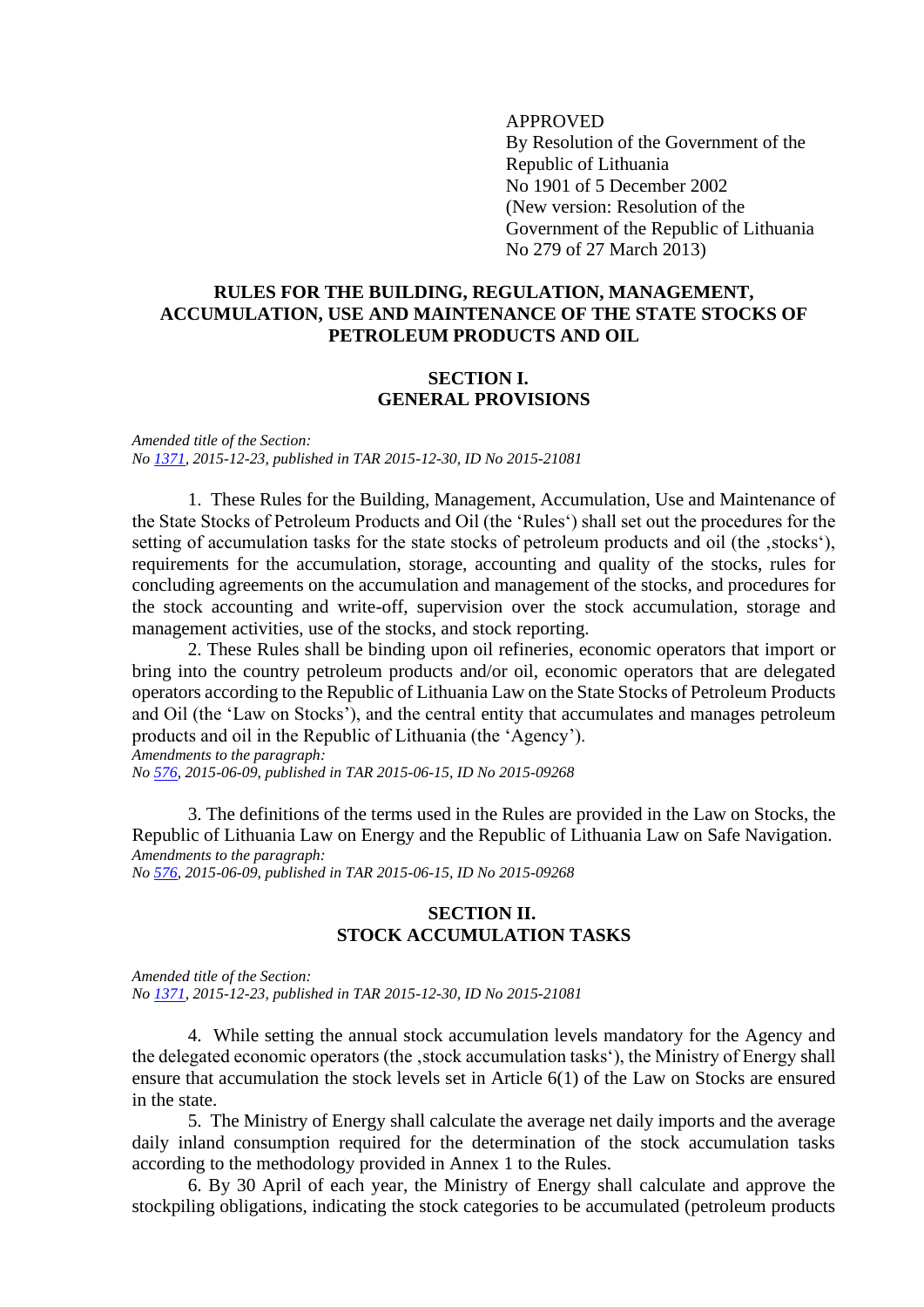APPROVED
By Resolution of the Government of the Republic of Lithuania
No 1901 of 5 December 2002
(New version: Resolution of the Government of the Republic of Lithuania No 279 of 27 March 2013)

# RULES FOR THE BUILDING, REGULATION, MANAGEMENT, ACCUMULATION, USE AND MAINTENANCE OF THE STATE STOCKS OF PETROLEUM PRODUCTS AND OIL

## SECTION I. GENERAL PROVISIONS

*Amended title of the Section:*
*No [1371](), 2015-12-23, published in TAR 2015-12-30, ID No 2015-21081*

1. These Rules for the Building, Management, Accumulation, Use and Maintenance of the State Stocks of Petroleum Products and Oil (the 'Rules') shall set out the procedures for the setting of accumulation tasks for the state stocks of petroleum products and oil (the ‚stocks'), requirements for the accumulation, storage, accounting and quality of the stocks, rules for concluding agreements on the accumulation and management of the stocks, and procedures for the stock accounting and write-off, supervision over the stock accumulation, storage and management activities, use of the stocks, and stock reporting.

2. These Rules shall be binding upon oil refineries, economic operators that import or bring into the country petroleum products and/or oil, economic operators that are delegated operators according to the Republic of Lithuania Law on the State Stocks of Petroleum Products and Oil (the 'Law on Stocks'), and the central entity that accumulates and manages petroleum products and oil in the Republic of Lithuania (the 'Agency').
*Amendments to the paragraph:*
*No [576](), 2015-06-09, published in TAR 2015-06-15, ID No 2015-09268*

3. The definitions of the terms used in the Rules are provided in the Law on Stocks, the Republic of Lithuania Law on Energy and the Republic of Lithuania Law on Safe Navigation.
*Amendments to the paragraph:*
*No [576](), 2015-06-09, published in TAR 2015-06-15, ID No 2015-09268*

## SECTION II. STOCK ACCUMULATION TASKS

*Amended title of the Section:*
*No [1371](), 2015-12-23, published in TAR 2015-12-30, ID No 2015-21081*

4. While setting the annual stock accumulation levels mandatory for the Agency and the delegated economic operators (the ‚stock accumulation tasks'), the Ministry of Energy shall ensure that accumulation the stock levels set in Article 6(1) of the Law on Stocks are ensured in the state.

5. The Ministry of Energy shall calculate the average net daily imports and the average daily inland consumption required for the determination of the stock accumulation tasks according to the methodology provided in Annex 1 to the Rules.

6. By 30 April of each year, the Ministry of Energy shall calculate and approve the stockpiling obligations, indicating the stock categories to be accumulated (petroleum products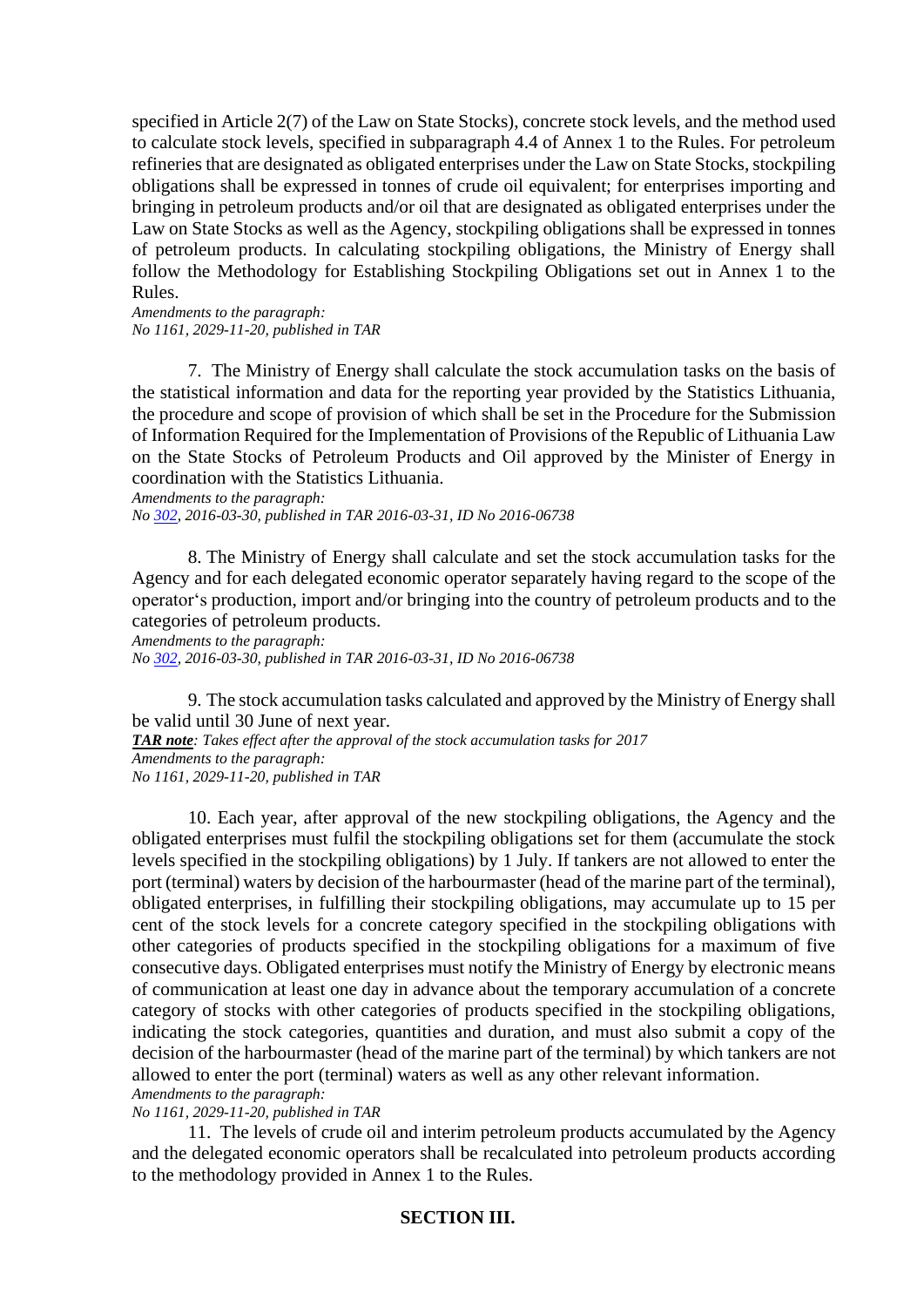specified in Article 2(7) of the Law on State Stocks), concrete stock levels, and the method used to calculate stock levels, specified in subparagraph 4.4 of Annex 1 to the Rules. For petroleum refineries that are designated as obligated enterprises under the Law on State Stocks, stockpiling obligations shall be expressed in tonnes of crude oil equivalent; for enterprises importing and bringing in petroleum products and/or oil that are designated as obligated enterprises under the Law on State Stocks as well as the Agency, stockpiling obligations shall be expressed in tonnes of petroleum products. In calculating stockpiling obligations, the Ministry of Energy shall follow the Methodology for Establishing Stockpiling Obligations set out in Annex 1 to the Rules.

*Amendments to the paragraph:*
*No 1161, 2029-11-20, published in TAR*

7. The Ministry of Energy shall calculate the stock accumulation tasks on the basis of the statistical information and data for the reporting year provided by the Statistics Lithuania, the procedure and scope of provision of which shall be set in the Procedure for the Submission of Information Required for the Implementation of Provisions of the Republic of Lithuania Law on the State Stocks of Petroleum Products and Oil approved by the Minister of Energy in coordination with the Statistics Lithuania.

*Amendments to the paragraph:*
*No 302, 2016-03-30, published in TAR 2016-03-31, ID No 2016-06738*

8. The Ministry of Energy shall calculate and set the stock accumulation tasks for the Agency and for each delegated economic operator separately having regard to the scope of the operator‘s production, import and/or bringing into the country of petroleum products and to the categories of petroleum products.

*Amendments to the paragraph:*
*No 302, 2016-03-30, published in TAR 2016-03-31, ID No 2016-06738*

9. The stock accumulation tasks calculated and approved by the Ministry of Energy shall be valid until 30 June of next year.

***TAR note****: Takes effect after the approval of the stock accumulation tasks for 2017*
*Amendments to the paragraph:*
*No 1161, 2029-11-20, published in TAR*

10. Each year, after approval of the new stockpiling obligations, the Agency and the obligated enterprises must fulfil the stockpiling obligations set for them (accumulate the stock levels specified in the stockpiling obligations) by 1 July. If tankers are not allowed to enter the port (terminal) waters by decision of the harbourmaster (head of the marine part of the terminal), obligated enterprises, in fulfilling their stockpiling obligations, may accumulate up to 15 per cent of the stock levels for a concrete category specified in the stockpiling obligations with other categories of products specified in the stockpiling obligations for a maximum of five consecutive days. Obligated enterprises must notify the Ministry of Energy by electronic means of communication at least one day in advance about the temporary accumulation of a concrete category of stocks with other categories of products specified in the stockpiling obligations, indicating the stock categories, quantities and duration, and must also submit a copy of the decision of the harbourmaster (head of the marine part of the terminal) by which tankers are not allowed to enter the port (terminal) waters as well as any other relevant information.

*Amendments to the paragraph:*
*No 1161, 2029-11-20, published in TAR*

11. The levels of crude oil and interim petroleum products accumulated by the Agency and the delegated economic operators shall be recalculated into petroleum products according to the methodology provided in Annex 1 to the Rules.

## SECTION III.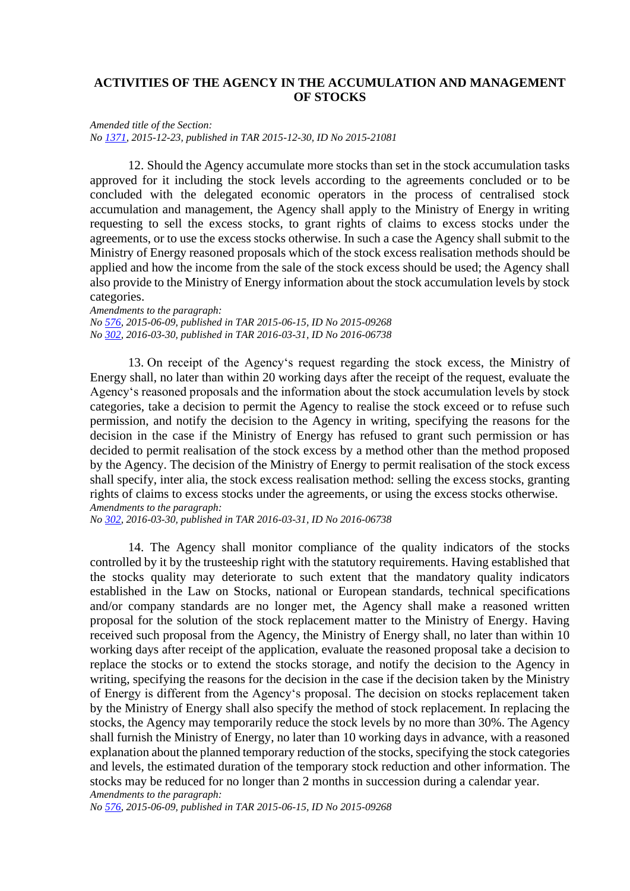## ACTIVITIES OF THE AGENCY IN THE ACCUMULATION AND MANAGEMENT OF STOCKS

*Amended title of the Section:*
*No 1371, 2015-12-23, published in TAR 2015-12-30, ID No 2015-21081*

12. Should the Agency accumulate more stocks than set in the stock accumulation tasks approved for it including the stock levels according to the agreements concluded or to be concluded with the delegated economic operators in the process of centralised stock accumulation and management, the Agency shall apply to the Ministry of Energy in writing requesting to sell the excess stocks, to grant rights of claims to excess stocks under the agreements, or to use the excess stocks otherwise. In such a case the Agency shall submit to the Ministry of Energy reasoned proposals which of the stock excess realisation methods should be applied and how the income from the sale of the stock excess should be used; the Agency shall also provide to the Ministry of Energy information about the stock accumulation levels by stock categories.

*Amendments to the paragraph:*
*No 576, 2015-06-09, published in TAR 2015-06-15, ID No 2015-09268*
*No 302, 2016-03-30, published in TAR 2016-03-31, ID No 2016-06738*

13. On receipt of the Agency's request regarding the stock excess, the Ministry of Energy shall, no later than within 20 working days after the receipt of the request, evaluate the Agency's reasoned proposals and the information about the stock accumulation levels by stock categories, take a decision to permit the Agency to realise the stock exceed or to refuse such permission, and notify the decision to the Agency in writing, specifying the reasons for the decision in the case if the Ministry of Energy has refused to grant such permission or has decided to permit realisation of the stock excess by a method other than the method proposed by the Agency. The decision of the Ministry of Energy to permit realisation of the stock excess shall specify, inter alia, the stock excess realisation method: selling the excess stocks, granting rights of claims to excess stocks under the agreements, or using the excess stocks otherwise.

*Amendments to the paragraph:*
*No 302, 2016-03-30, published in TAR 2016-03-31, ID No 2016-06738*

14. The Agency shall monitor compliance of the quality indicators of the stocks controlled by it by the trusteeship right with the statutory requirements. Having established that the stocks quality may deteriorate to such extent that the mandatory quality indicators established in the Law on Stocks, national or European standards, technical specifications and/or company standards are no longer met, the Agency shall make a reasoned written proposal for the solution of the stock replacement matter to the Ministry of Energy. Having received such proposal from the Agency, the Ministry of Energy shall, no later than within 10 working days after receipt of the application, evaluate the reasoned proposal take a decision to replace the stocks or to extend the stocks storage, and notify the decision to the Agency in writing, specifying the reasons for the decision in the case if the decision taken by the Ministry of Energy is different from the Agency's proposal. The decision on stocks replacement taken by the Ministry of Energy shall also specify the method of stock replacement. In replacing the stocks, the Agency may temporarily reduce the stock levels by no more than 30%. The Agency shall furnish the Ministry of Energy, no later than 10 working days in advance, with a reasoned explanation about the planned temporary reduction of the stocks, specifying the stock categories and levels, the estimated duration of the temporary stock reduction and other information. The stocks may be reduced for no longer than 2 months in succession during a calendar year.

*Amendments to the paragraph:*
*No 576, 2015-06-09, published in TAR 2015-06-15, ID No 2015-09268*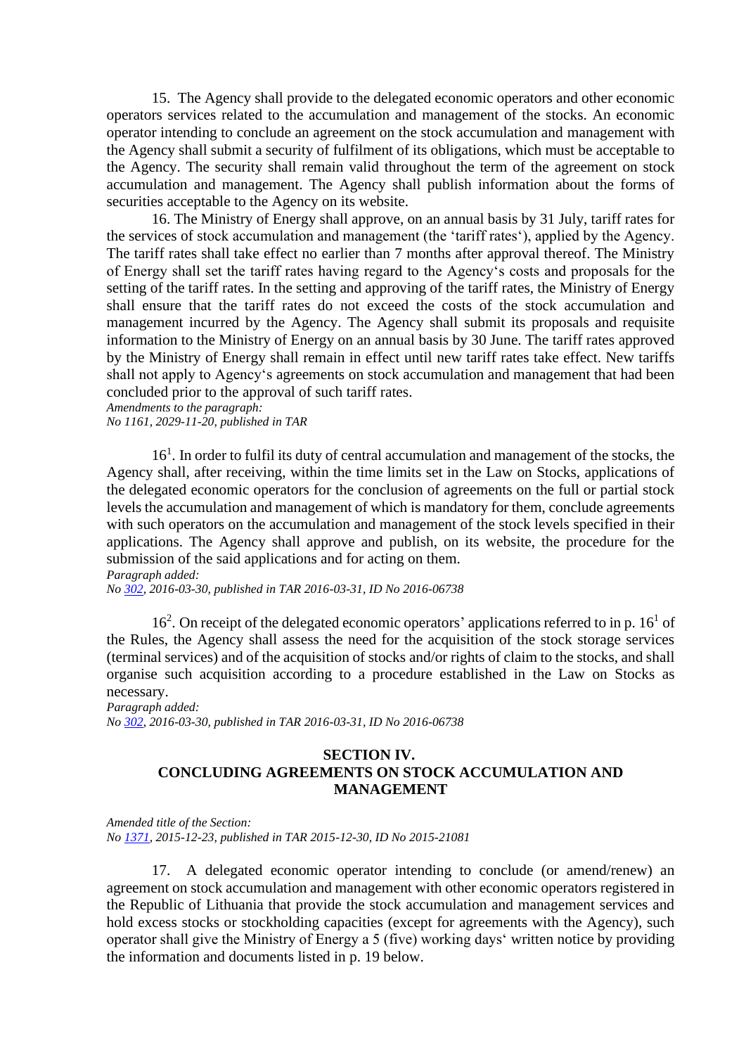15. The Agency shall provide to the delegated economic operators and other economic operators services related to the accumulation and management of the stocks. An economic operator intending to conclude an agreement on the stock accumulation and management with the Agency shall submit a security of fulfilment of its obligations, which must be acceptable to the Agency. The security shall remain valid throughout the term of the agreement on stock accumulation and management. The Agency shall publish information about the forms of securities acceptable to the Agency on its website.

16. The Ministry of Energy shall approve, on an annual basis by 31 July, tariff rates for the services of stock accumulation and management (the 'tariff rates'), applied by the Agency. The tariff rates shall take effect no earlier than 7 months after approval thereof. The Ministry of Energy shall set the tariff rates having regard to the Agency's costs and proposals for the setting of the tariff rates. In the setting and approving of the tariff rates, the Ministry of Energy shall ensure that the tariff rates do not exceed the costs of the stock accumulation and management incurred by the Agency. The Agency shall submit its proposals and requisite information to the Ministry of Energy on an annual basis by 30 June. The tariff rates approved by the Ministry of Energy shall remain in effect until new tariff rates take effect. New tariffs shall not apply to Agency's agreements on stock accumulation and management that had been concluded prior to the approval of such tariff rates.

*Amendments to the paragraph:*
*No 1161, 2029-11-20, published in TAR*

16[1]. In order to fulfil its duty of central accumulation and management of the stocks, the Agency shall, after receiving, within the time limits set in the Law on Stocks, applications of the delegated economic operators for the conclusion of agreements on the full or partial stock levels the accumulation and management of which is mandatory for them, conclude agreements with such operators on the accumulation and management of the stock levels specified in their applications. The Agency shall approve and publish, on its website, the procedure for the submission of the said applications and for acting on them.

*Paragraph added:*
*No 302, 2016-03-30, published in TAR 2016-03-31, ID No 2016-06738*

16[2]. On receipt of the delegated economic operators' applications referred to in p. 16[1] of the Rules, the Agency shall assess the need for the acquisition of the stock storage services (terminal services) and of the acquisition of stocks and/or rights of claim to the stocks, and shall organise such acquisition according to a procedure established in the Law on Stocks as necessary.

*Paragraph added:*
*No 302, 2016-03-30, published in TAR 2016-03-31, ID No 2016-06738*

## SECTION IV.
## CONCLUDING AGREEMENTS ON STOCK ACCUMULATION AND MANAGEMENT

*Amended title of the Section:*
*No 1371, 2015-12-23, published in TAR 2015-12-30, ID No 2015-21081*

17. A delegated economic operator intending to conclude (or amend/renew) an agreement on stock accumulation and management with other economic operators registered in the Republic of Lithuania that provide the stock accumulation and management services and hold excess stocks or stockholding capacities (except for agreements with the Agency), such operator shall give the Ministry of Energy a 5 (five) working days' written notice by providing the information and documents listed in p. 19 below.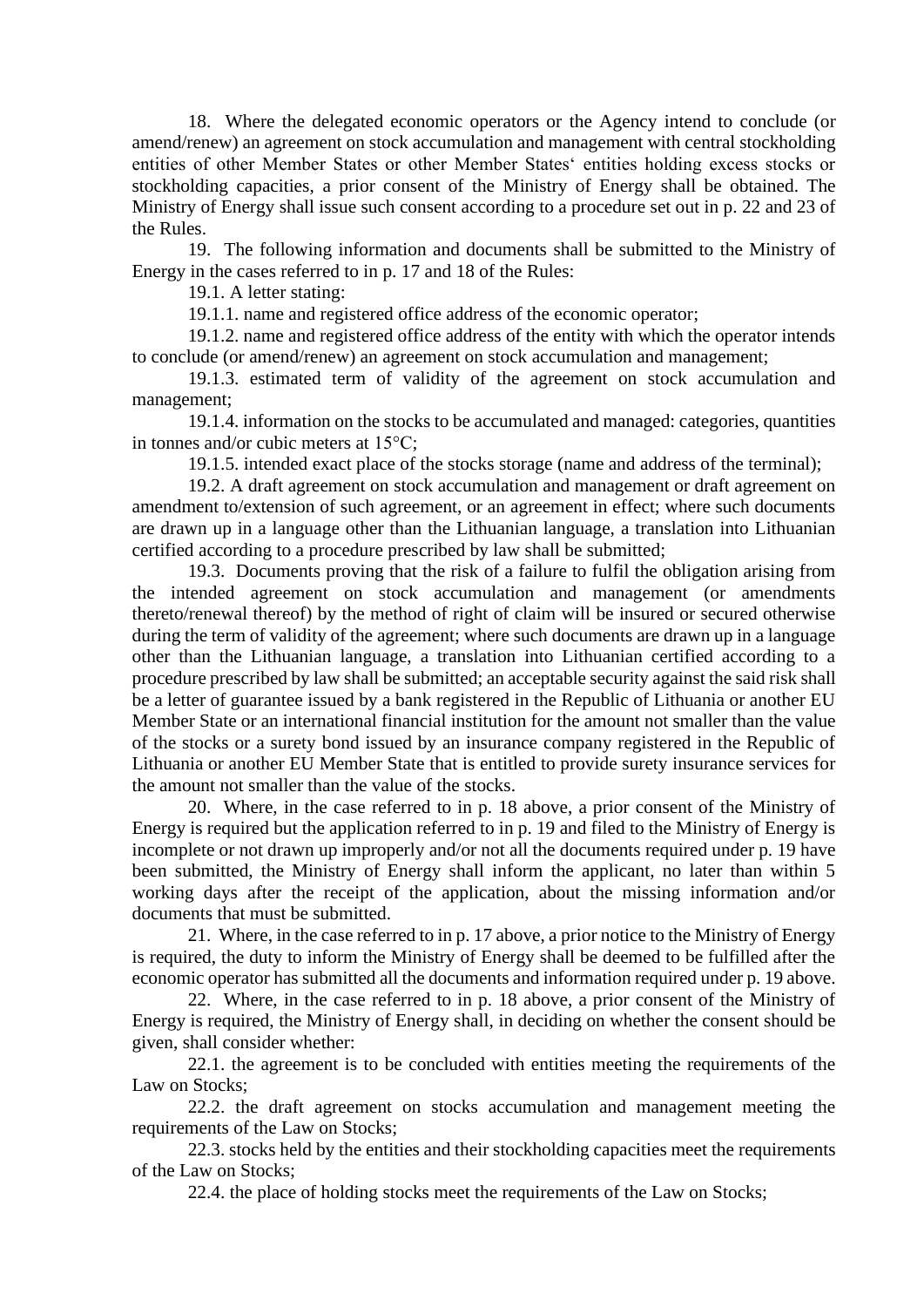18. Where the delegated economic operators or the Agency intend to conclude (or amend/renew) an agreement on stock accumulation and management with central stockholding entities of other Member States or other Member States‘ entities holding excess stocks or stockholding capacities, a prior consent of the Ministry of Energy shall be obtained. The Ministry of Energy shall issue such consent according to a procedure set out in p. 22 and 23 of the Rules.

19. The following information and documents shall be submitted to the Ministry of Energy in the cases referred to in p. 17 and 18 of the Rules:

19.1. A letter stating:

19.1.1. name and registered office address of the economic operator;

19.1.2. name and registered office address of the entity with which the operator intends to conclude (or amend/renew) an agreement on stock accumulation and management;

19.1.3. estimated term of validity of the agreement on stock accumulation and management;

19.1.4. information on the stocks to be accumulated and managed: categories, quantities in tonnes and/or cubic meters at 15°C;

19.1.5. intended exact place of the stocks storage (name and address of the terminal);

19.2. A draft agreement on stock accumulation and management or draft agreement on amendment to/extension of such agreement, or an agreement in effect; where such documents are drawn up in a language other than the Lithuanian language, a translation into Lithuanian certified according to a procedure prescribed by law shall be submitted;

19.3. Documents proving that the risk of a failure to fulfil the obligation arising from the intended agreement on stock accumulation and management (or amendments thereto/renewal thereof) by the method of right of claim will be insured or secured otherwise during the term of validity of the agreement; where such documents are drawn up in a language other than the Lithuanian language, a translation into Lithuanian certified according to a procedure prescribed by law shall be submitted; an acceptable security against the said risk shall be a letter of guarantee issued by a bank registered in the Republic of Lithuania or another EU Member State or an international financial institution for the amount not smaller than the value of the stocks or a surety bond issued by an insurance company registered in the Republic of Lithuania or another EU Member State that is entitled to provide surety insurance services for the amount not smaller than the value of the stocks.

20. Where, in the case referred to in p. 18 above, a prior consent of the Ministry of Energy is required but the application referred to in p. 19 and filed to the Ministry of Energy is incomplete or not drawn up improperly and/or not all the documents required under p. 19 have been submitted, the Ministry of Energy shall inform the applicant, no later than within 5 working days after the receipt of the application, about the missing information and/or documents that must be submitted.

21. Where, in the case referred to in p. 17 above, a prior notice to the Ministry of Energy is required, the duty to inform the Ministry of Energy shall be deemed to be fulfilled after the economic operator has submitted all the documents and information required under p. 19 above.

22. Where, in the case referred to in p. 18 above, a prior consent of the Ministry of Energy is required, the Ministry of Energy shall, in deciding on whether the consent should be given, shall consider whether:

22.1. the agreement is to be concluded with entities meeting the requirements of the Law on Stocks;

22.2. the draft agreement on stocks accumulation and management meeting the requirements of the Law on Stocks;

22.3. stocks held by the entities and their stockholding capacities meet the requirements of the Law on Stocks;

22.4. the place of holding stocks meet the requirements of the Law on Stocks;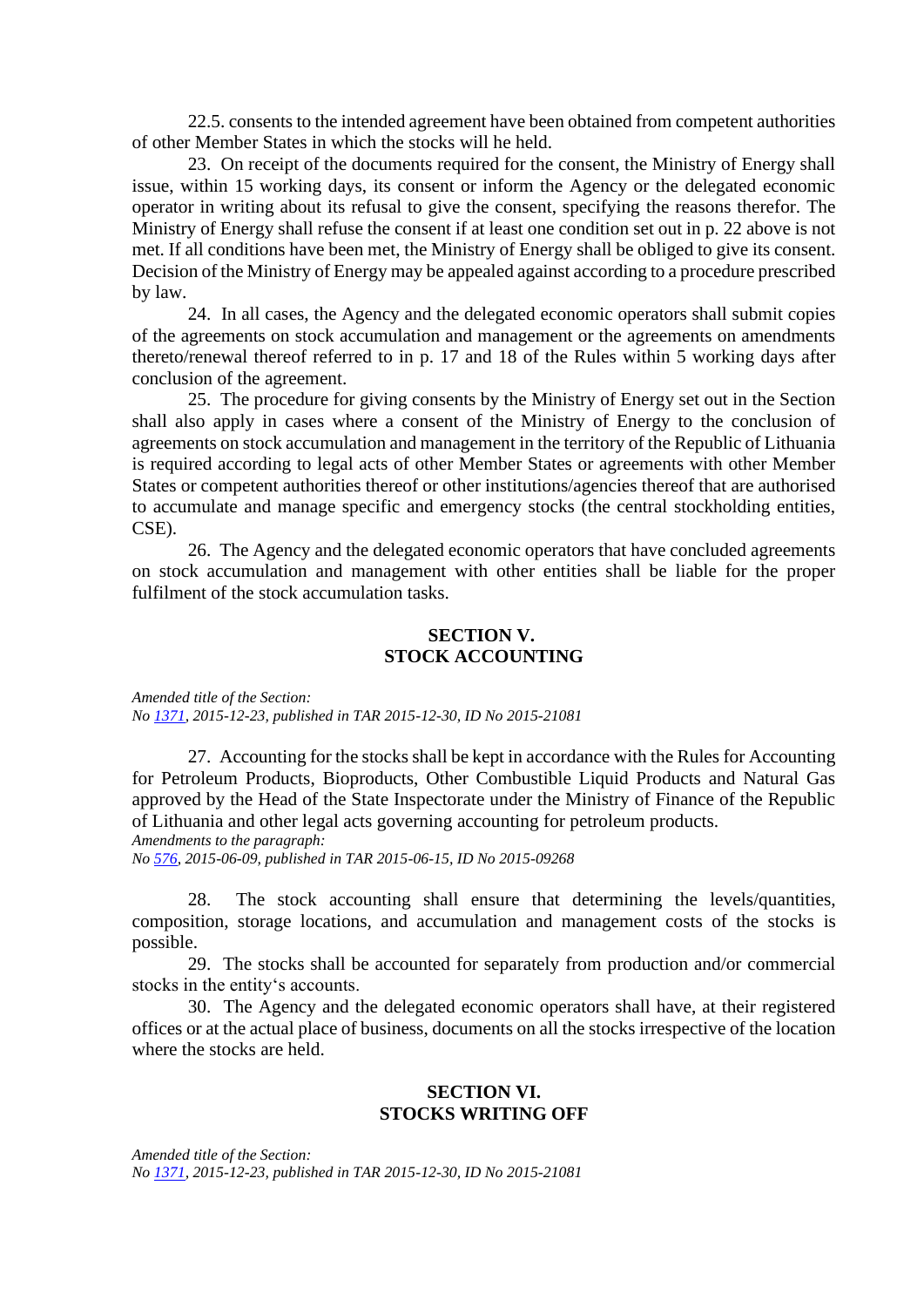22.5. consents to the intended agreement have been obtained from competent authorities of other Member States in which the stocks will he held.

23. On receipt of the documents required for the consent, the Ministry of Energy shall issue, within 15 working days, its consent or inform the Agency or the delegated economic operator in writing about its refusal to give the consent, specifying the reasons therefor. The Ministry of Energy shall refuse the consent if at least one condition set out in p. 22 above is not met. If all conditions have been met, the Ministry of Energy shall be obliged to give its consent. Decision of the Ministry of Energy may be appealed against according to a procedure prescribed by law.

24. In all cases, the Agency and the delegated economic operators shall submit copies of the agreements on stock accumulation and management or the agreements on amendments thereto/renewal thereof referred to in p. 17 and 18 of the Rules within 5 working days after conclusion of the agreement.

25. The procedure for giving consents by the Ministry of Energy set out in the Section shall also apply in cases where a consent of the Ministry of Energy to the conclusion of agreements on stock accumulation and management in the territory of the Republic of Lithuania is required according to legal acts of other Member States or agreements with other Member States or competent authorities thereof or other institutions/agencies thereof that are authorised to accumulate and manage specific and emergency stocks (the central stockholding entities, CSE).

26. The Agency and the delegated economic operators that have concluded agreements on stock accumulation and management with other entities shall be liable for the proper fulfilment of the stock accumulation tasks.

## SECTION V.
## STOCK ACCOUNTING

*Amended title of the Section:*
*No 1371, 2015-12-23, published in TAR 2015-12-30, ID No 2015-21081*

27. Accounting for the stocks shall be kept in accordance with the Rules for Accounting for Petroleum Products, Bioproducts, Other Combustible Liquid Products and Natural Gas approved by the Head of the State Inspectorate under the Ministry of Finance of the Republic of Lithuania and other legal acts governing accounting for petroleum products.
*Amendments to the paragraph:*
*No 576, 2015-06-09, published in TAR 2015-06-15, ID No 2015-09268*

28. The stock accounting shall ensure that determining the levels/quantities, composition, storage locations, and accumulation and management costs of the stocks is possible.

29. The stocks shall be accounted for separately from production and/or commercial stocks in the entity‘s accounts.

30. The Agency and the delegated economic operators shall have, at their registered offices or at the actual place of business, documents on all the stocks irrespective of the location where the stocks are held.

## SECTION VI.
## STOCKS WRITING OFF

*Amended title of the Section:*
*No 1371, 2015-12-23, published in TAR 2015-12-30, ID No 2015-21081*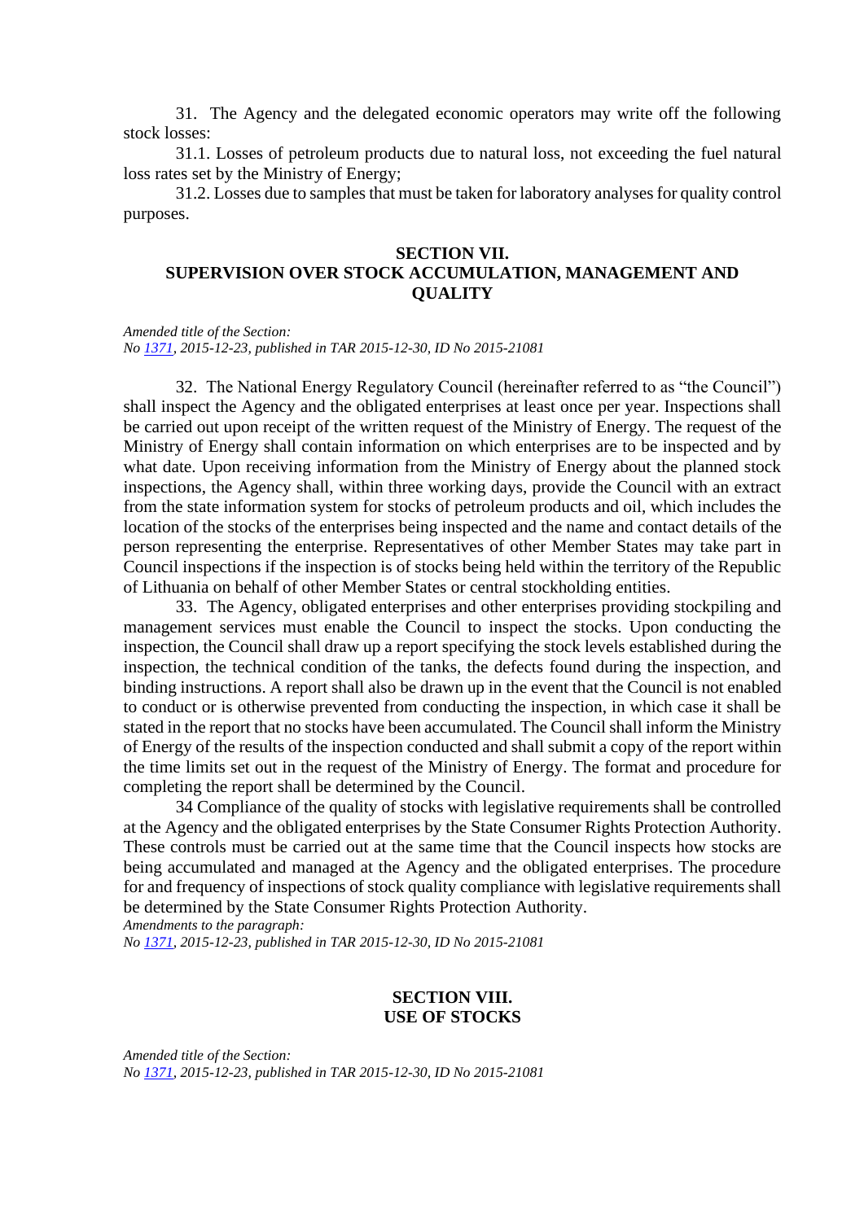31. The Agency and the delegated economic operators may write off the following stock losses:

31.1. Losses of petroleum products due to natural loss, not exceeding the fuel natural loss rates set by the Ministry of Energy;

31.2. Losses due to samples that must be taken for laboratory analyses for quality control purposes.

## SECTION VII. SUPERVISION OVER STOCK ACCUMULATION, MANAGEMENT AND QUALITY

*Amended title of the Section:*
*No [1371](), 2015-12-23, published in TAR 2015-12-30, ID No 2015-21081*

32. The National Energy Regulatory Council (hereinafter referred to as "the Council") shall inspect the Agency and the obligated enterprises at least once per year. Inspections shall be carried out upon receipt of the written request of the Ministry of Energy. The request of the Ministry of Energy shall contain information on which enterprises are to be inspected and by what date. Upon receiving information from the Ministry of Energy about the planned stock inspections, the Agency shall, within three working days, provide the Council with an extract from the state information system for stocks of petroleum products and oil, which includes the location of the stocks of the enterprises being inspected and the name and contact details of the person representing the enterprise. Representatives of other Member States may take part in Council inspections if the inspection is of stocks being held within the territory of the Republic of Lithuania on behalf of other Member States or central stockholding entities.

33. The Agency, obligated enterprises and other enterprises providing stockpiling and management services must enable the Council to inspect the stocks. Upon conducting the inspection, the Council shall draw up a report specifying the stock levels established during the inspection, the technical condition of the tanks, the defects found during the inspection, and binding instructions. A report shall also be drawn up in the event that the Council is not enabled to conduct or is otherwise prevented from conducting the inspection, in which case it shall be stated in the report that no stocks have been accumulated. The Council shall inform the Ministry of Energy of the results of the inspection conducted and shall submit a copy of the report within the time limits set out in the request of the Ministry of Energy. The format and procedure for completing the report shall be determined by the Council.

34 Compliance of the quality of stocks with legislative requirements shall be controlled at the Agency and the obligated enterprises by the State Consumer Rights Protection Authority. These controls must be carried out at the same time that the Council inspects how stocks are being accumulated and managed at the Agency and the obligated enterprises. The procedure for and frequency of inspections of stock quality compliance with legislative requirements shall be determined by the State Consumer Rights Protection Authority.

*Amendments to the paragraph:*
*No [1371](), 2015-12-23, published in TAR 2015-12-30, ID No 2015-21081*

## SECTION VIII. USE OF STOCKS

*Amended title of the Section:*
*No [1371](), 2015-12-23, published in TAR 2015-12-30, ID No 2015-21081*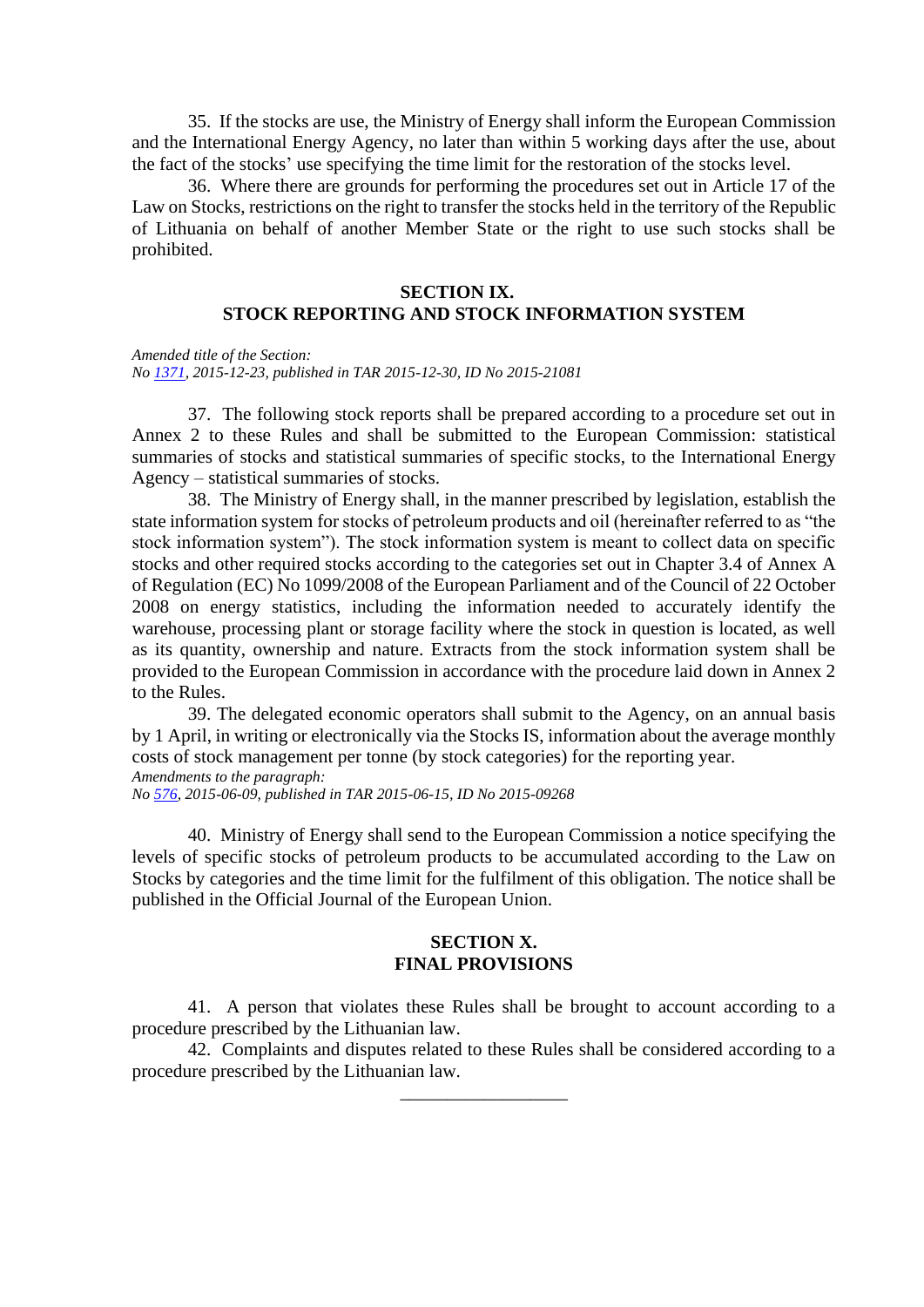35. If the stocks are use, the Ministry of Energy shall inform the European Commission and the International Energy Agency, no later than within 5 working days after the use, about the fact of the stocks' use specifying the time limit for the restoration of the stocks level.

36. Where there are grounds for performing the procedures set out in Article 17 of the Law on Stocks, restrictions on the right to transfer the stocks held in the territory of the Republic of Lithuania on behalf of another Member State or the right to use such stocks shall be prohibited.

## SECTION IX.
## STOCK REPORTING AND STOCK INFORMATION SYSTEM

*Amended title of the Section:*
*No 1371, 2015-12-23, published in TAR 2015-12-30, ID No 2015-21081*

37. The following stock reports shall be prepared according to a procedure set out in Annex 2 to these Rules and shall be submitted to the European Commission: statistical summaries of stocks and statistical summaries of specific stocks, to the International Energy Agency – statistical summaries of stocks.

38. The Ministry of Energy shall, in the manner prescribed by legislation, establish the state information system for stocks of petroleum products and oil (hereinafter referred to as "the stock information system"). The stock information system is meant to collect data on specific stocks and other required stocks according to the categories set out in Chapter 3.4 of Annex A of Regulation (EC) No 1099/2008 of the European Parliament and of the Council of 22 October 2008 on energy statistics, including the information needed to accurately identify the warehouse, processing plant or storage facility where the stock in question is located, as well as its quantity, ownership and nature. Extracts from the stock information system shall be provided to the European Commission in accordance with the procedure laid down in Annex 2 to the Rules.

39. The delegated economic operators shall submit to the Agency, on an annual basis by 1 April, in writing or electronically via the Stocks IS, information about the average monthly costs of stock management per tonne (by stock categories) for the reporting year.
*Amendments to the paragraph:*
*No 576, 2015-06-09, published in TAR 2015-06-15, ID No 2015-09268*

40. Ministry of Energy shall send to the European Commission a notice specifying the levels of specific stocks of petroleum products to be accumulated according to the Law on Stocks by categories and the time limit for the fulfilment of this obligation. The notice shall be published in the Official Journal of the European Union.

## SECTION X.
## FINAL PROVISIONS

41. A person that violates these Rules shall be brought to account according to a procedure prescribed by the Lithuanian law.

42. Complaints and disputes related to these Rules shall be considered according to a procedure prescribed by the Lithuanian law.

\_\_\_\_\_\_\_\_\_\_\_\_\_\_\_\_\_\_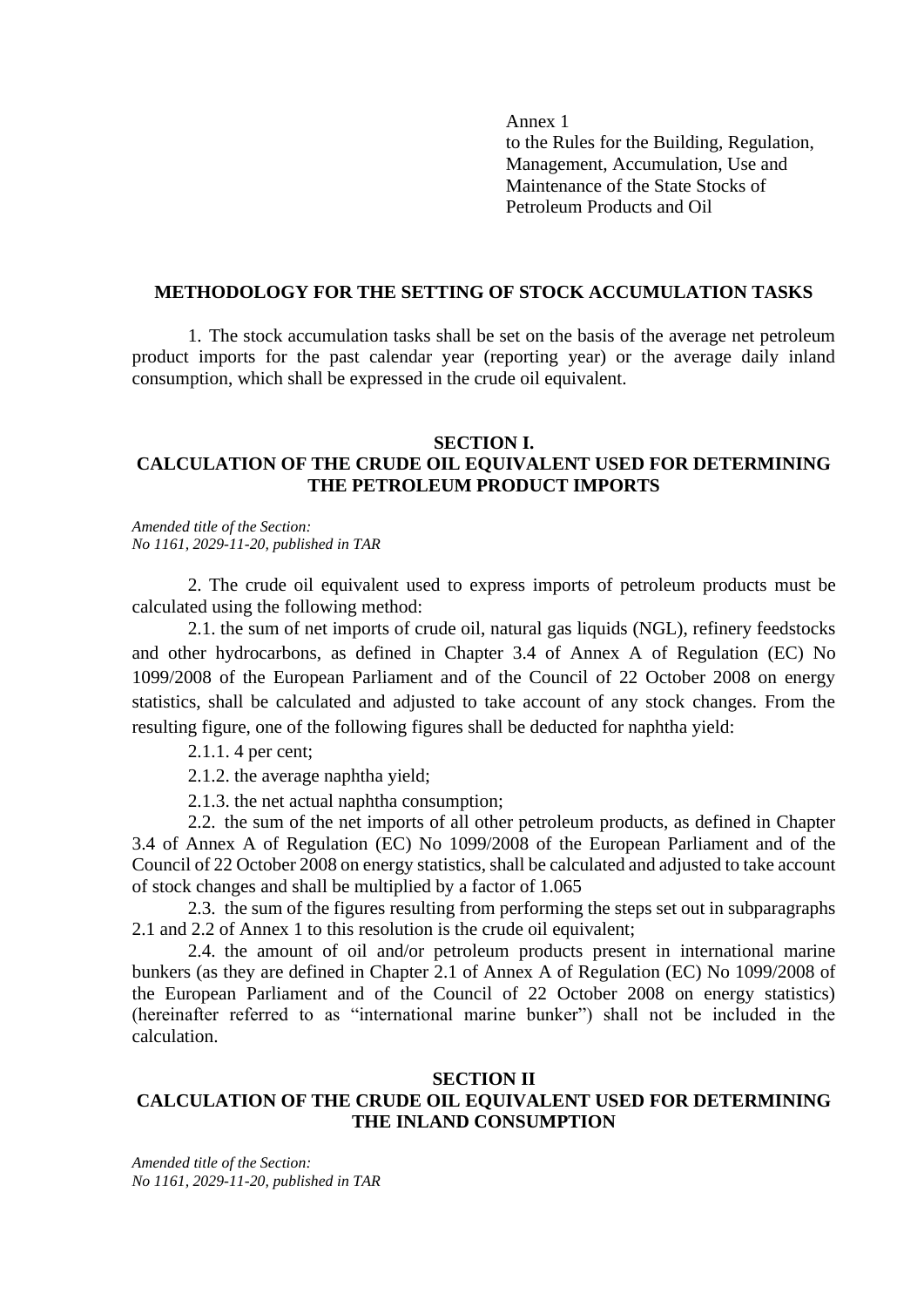Annex 1
to the Rules for the Building, Regulation, Management, Accumulation, Use and Maintenance of the State Stocks of Petroleum Products and Oil

## METHODOLOGY FOR THE SETTING OF STOCK ACCUMULATION TASKS

1. The stock accumulation tasks shall be set on the basis of the average net petroleum product imports for the past calendar year (reporting year) or the average daily inland consumption, which shall be expressed in the crude oil equivalent.

### SECTION I. CALCULATION OF THE CRUDE OIL EQUIVALENT USED FOR DETERMINING THE PETROLEUM PRODUCT IMPORTS

*Amended title of the Section:*
*No 1161, 2029-11-20, published in TAR*

2. The crude oil equivalent used to express imports of petroleum products must be calculated using the following method:

2.1. the sum of net imports of crude oil, natural gas liquids (NGL), refinery feedstocks and other hydrocarbons, as defined in Chapter 3.4 of Annex A of Regulation (EC) No 1099/2008 of the European Parliament and of the Council of 22 October 2008 on energy statistics, shall be calculated and adjusted to take account of any stock changes. From the resulting figure, one of the following figures shall be deducted for naphtha yield:

2.1.1. 4 per cent;

2.1.2. the average naphtha yield;

2.1.3. the net actual naphtha consumption;

2.2. the sum of the net imports of all other petroleum products, as defined in Chapter 3.4 of Annex A of Regulation (EC) No 1099/2008 of the European Parliament and of the Council of 22 October 2008 on energy statistics, shall be calculated and adjusted to take account of stock changes and shall be multiplied by a factor of 1.065

2.3. the sum of the figures resulting from performing the steps set out in subparagraphs 2.1 and 2.2 of Annex 1 to this resolution is the crude oil equivalent;

2.4. the amount of oil and/or petroleum products present in international marine bunkers (as they are defined in Chapter 2.1 of Annex A of Regulation (EC) No 1099/2008 of the European Parliament and of the Council of 22 October 2008 on energy statistics) (hereinafter referred to as "international marine bunker") shall not be included in the calculation.

### SECTION II CALCULATION OF THE CRUDE OIL EQUIVALENT USED FOR DETERMINING THE INLAND CONSUMPTION

*Amended title of the Section:*
*No 1161, 2029-11-20, published in TAR*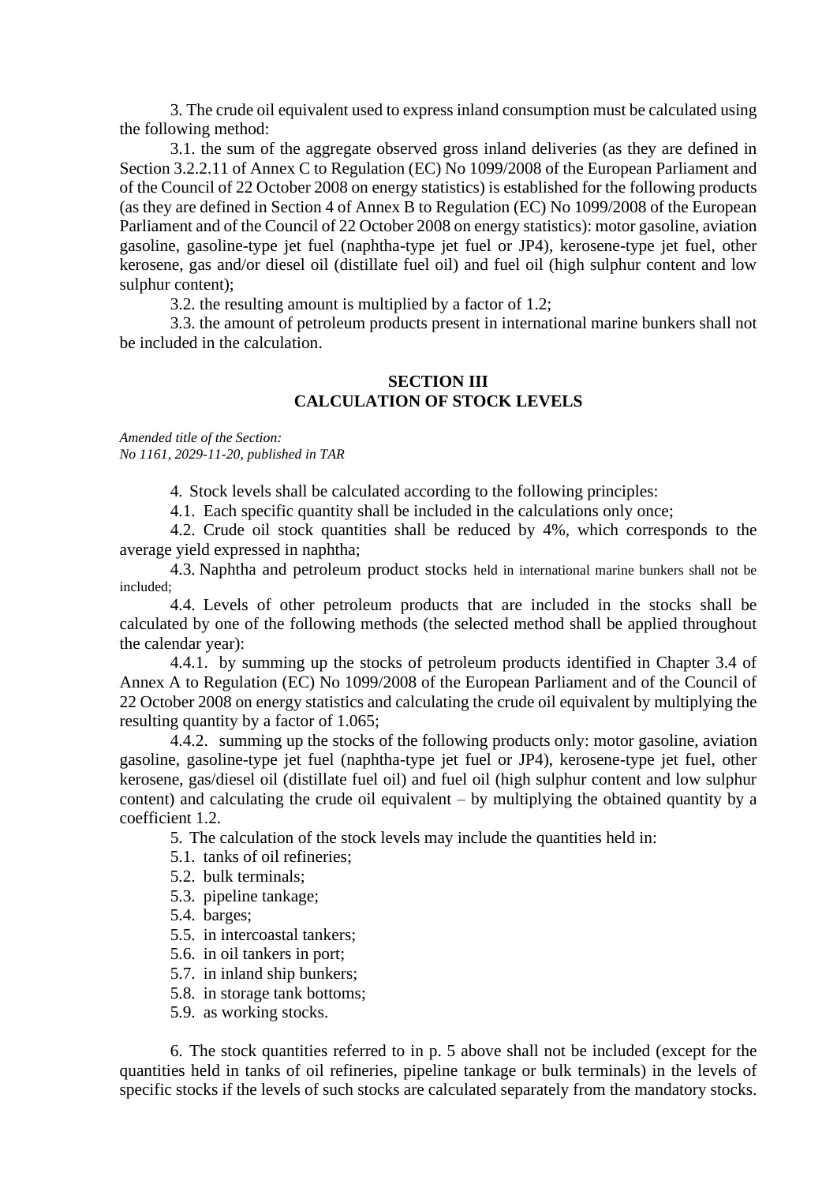3. The crude oil equivalent used to express inland consumption must be calculated using the following method:

3.1. the sum of the aggregate observed gross inland deliveries (as they are defined in Section 3.2.2.11 of Annex C to Regulation (EC) No 1099/2008 of the European Parliament and of the Council of 22 October 2008 on energy statistics) is established for the following products (as they are defined in Section 4 of Annex B to Regulation (EC) No 1099/2008 of the European Parliament and of the Council of 22 October 2008 on energy statistics): motor gasoline, aviation gasoline, gasoline-type jet fuel (naphtha-type jet fuel or JP4), kerosene-type jet fuel, other kerosene, gas and/or diesel oil (distillate fuel oil) and fuel oil (high sulphur content and low sulphur content);

3.2. the resulting amount is multiplied by a factor of 1.2;

3.3. the amount of petroleum products present in international marine bunkers shall not be included in the calculation.

## SECTION III
## CALCULATION OF STOCK LEVELS

*Amended title of the Section:*
*No 1161, 2029-11-20, published in TAR*

4. Stock levels shall be calculated according to the following principles:

4.1. Each specific quantity shall be included in the calculations only once;

4.2. Crude oil stock quantities shall be reduced by 4%, which corresponds to the average yield expressed in naphtha;

4.3. Naphtha and petroleum product stocks held in international marine bunkers shall not be included;

4.4. Levels of other petroleum products that are included in the stocks shall be calculated by one of the following methods (the selected method shall be applied throughout the calendar year):

4.4.1. by summing up the stocks of petroleum products identified in Chapter 3.4 of Annex A to Regulation (EC) No 1099/2008 of the European Parliament and of the Council of 22 October 2008 on energy statistics and calculating the crude oil equivalent by multiplying the resulting quantity by a factor of 1.065;

4.4.2. summing up the stocks of the following products only: motor gasoline, aviation gasoline, gasoline-type jet fuel (naphtha-type jet fuel or JP4), kerosene-type jet fuel, other kerosene, gas/diesel oil (distillate fuel oil) and fuel oil (high sulphur content and low sulphur content) and calculating the crude oil equivalent – by multiplying the obtained quantity by a coefficient 1.2.

5. The calculation of the stock levels may include the quantities held in:

5.1. tanks of oil refineries;

5.2. bulk terminals;

5.3. pipeline tankage;

5.4. barges;

5.5. in intercoastal tankers;

5.6. in oil tankers in port;

5.7. in inland ship bunkers;

5.8. in storage tank bottoms;

5.9. as working stocks.

6. The stock quantities referred to in p. 5 above shall not be included (except for the quantities held in tanks of oil refineries, pipeline tankage or bulk terminals) in the levels of specific stocks if the levels of such stocks are calculated separately from the mandatory stocks.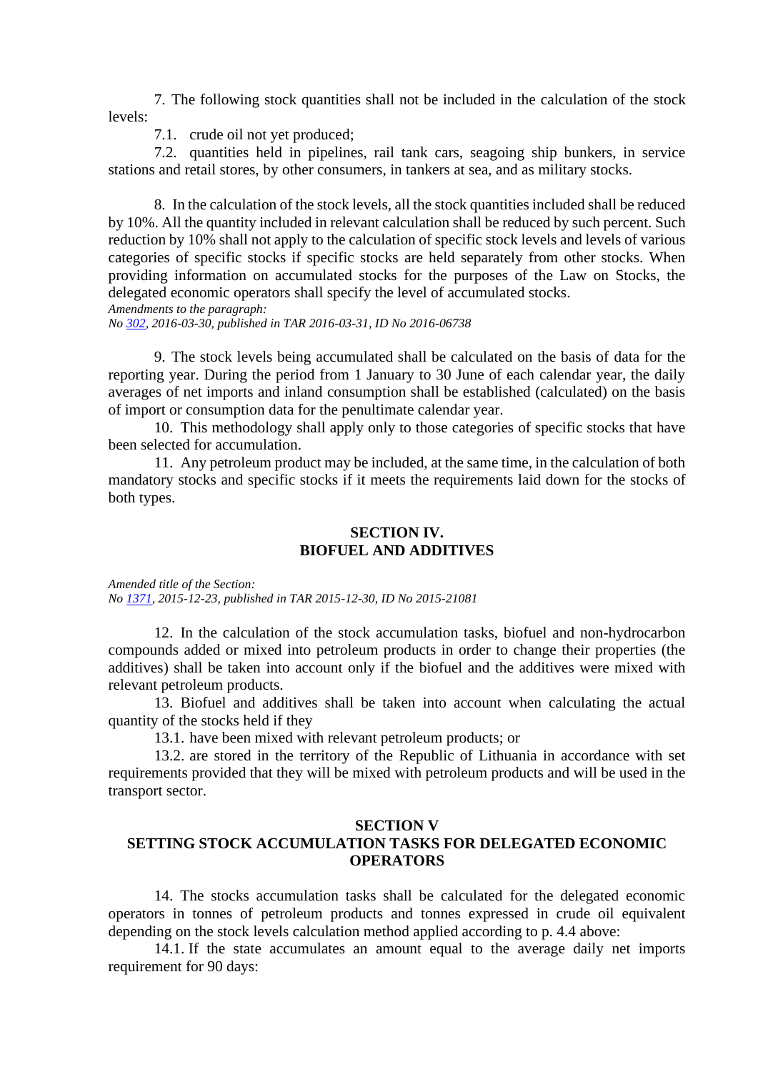7. The following stock quantities shall not be included in the calculation of the stock levels:

7.1. crude oil not yet produced;

7.2. quantities held in pipelines, rail tank cars, seagoing ship bunkers, in service stations and retail stores, by other consumers, in tankers at sea, and as military stocks.

8. In the calculation of the stock levels, all the stock quantities included shall be reduced by 10%. All the quantity included in relevant calculation shall be reduced by such percent. Such reduction by 10% shall not apply to the calculation of specific stock levels and levels of various categories of specific stocks if specific stocks are held separately from other stocks. When providing information on accumulated stocks for the purposes of the Law on Stocks, the delegated economic operators shall specify the level of accumulated stocks.

*Amendments to the paragraph:*
*No [302](), 2016-03-30, published in TAR 2016-03-31, ID No 2016-06738*

9. The stock levels being accumulated shall be calculated on the basis of data for the reporting year. During the period from 1 January to 30 June of each calendar year, the daily averages of net imports and inland consumption shall be established (calculated) on the basis of import or consumption data for the penultimate calendar year.

10. This methodology shall apply only to those categories of specific stocks that have been selected for accumulation.

11. Any petroleum product may be included, at the same time, in the calculation of both mandatory stocks and specific stocks if it meets the requirements laid down for the stocks of both types.

## SECTION IV. BIOFUEL AND ADDITIVES

*Amended title of the Section:*
*No [1371](), 2015-12-23, published in TAR 2015-12-30, ID No 2015-21081*

12. In the calculation of the stock accumulation tasks, biofuel and non-hydrocarbon compounds added or mixed into petroleum products in order to change their properties (the additives) shall be taken into account only if the biofuel and the additives were mixed with relevant petroleum products.

13. Biofuel and additives shall be taken into account when calculating the actual quantity of the stocks held if they

13.1. have been mixed with relevant petroleum products; or

13.2. are stored in the territory of the Republic of Lithuania in accordance with set requirements provided that they will be mixed with petroleum products and will be used in the transport sector.

## SECTION V SETTING STOCK ACCUMULATION TASKS FOR DELEGATED ECONOMIC OPERATORS

14. The stocks accumulation tasks shall be calculated for the delegated economic operators in tonnes of petroleum products and tonnes expressed in crude oil equivalent depending on the stock levels calculation method applied according to p. 4.4 above:

14.1. If the state accumulates an amount equal to the average daily net imports requirement for 90 days: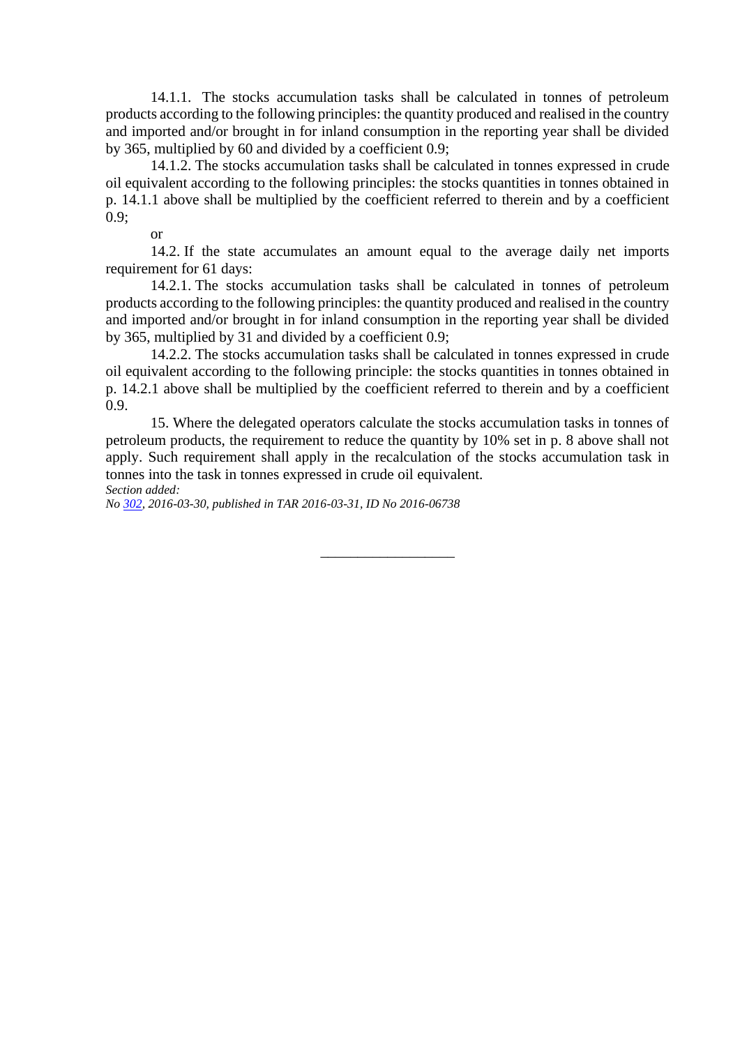14.1.1. The stocks accumulation tasks shall be calculated in tonnes of petroleum products according to the following principles: the quantity produced and realised in the country and imported and/or brought in for inland consumption in the reporting year shall be divided by 365, multiplied by 60 and divided by a coefficient 0.9;

14.1.2. The stocks accumulation tasks shall be calculated in tonnes expressed in crude oil equivalent according to the following principles: the stocks quantities in tonnes obtained in p. 14.1.1 above shall be multiplied by the coefficient referred to therein and by a coefficient 0.9;

or

14.2. If the state accumulates an amount equal to the average daily net imports requirement for 61 days:

14.2.1. The stocks accumulation tasks shall be calculated in tonnes of petroleum products according to the following principles: the quantity produced and realised in the country and imported and/or brought in for inland consumption in the reporting year shall be divided by 365, multiplied by 31 and divided by a coefficient 0.9;

14.2.2. The stocks accumulation tasks shall be calculated in tonnes expressed in crude oil equivalent according to the following principle: the stocks quantities in tonnes obtained in p. 14.2.1 above shall be multiplied by the coefficient referred to therein and by a coefficient 0.9.

15. Where the delegated operators calculate the stocks accumulation tasks in tonnes of petroleum products, the requirement to reduce the quantity by 10% set in p. 8 above shall not apply. Such requirement shall apply in the recalculation of the stocks accumulation task in tonnes into the task in tonnes expressed in crude oil equivalent.

*Section added:*
*No 302, 2016-03-30, published in TAR 2016-03-31, ID No 2016-06738*

\_\_\_\_\_\_\_\_\_\_\_\_\_\_\_\_\_\_\_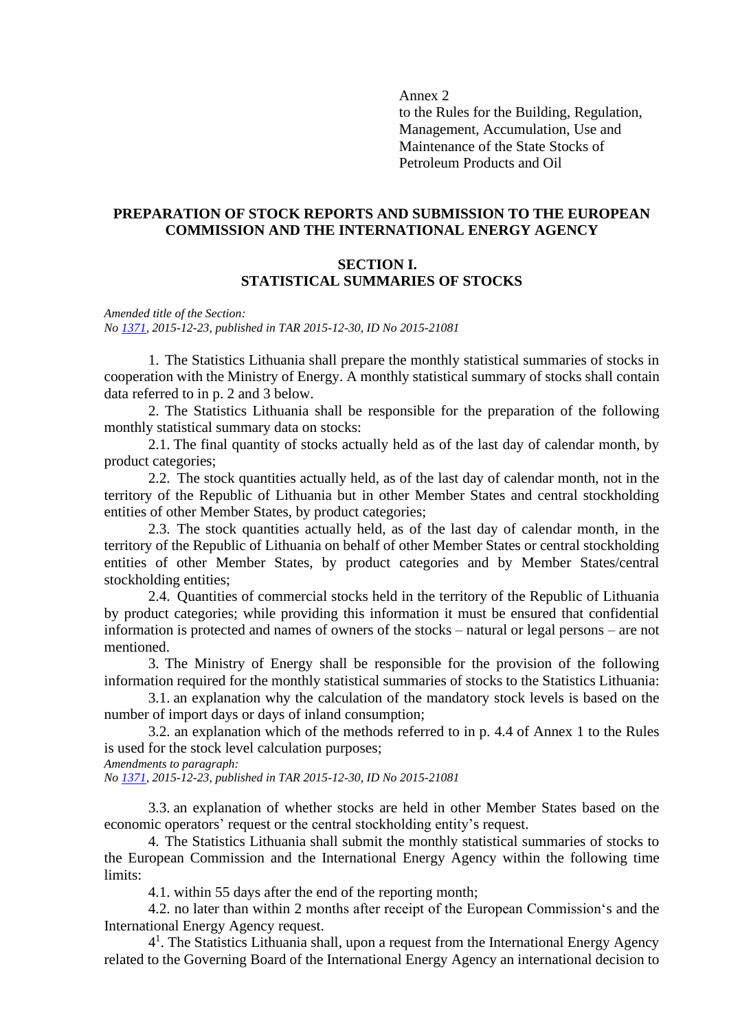Annex 2
to the Rules for the Building, Regulation, Management, Accumulation, Use and Maintenance of the State Stocks of Petroleum Products and Oil

## PREPARATION OF STOCK REPORTS AND SUBMISSION TO THE EUROPEAN COMMISSION AND THE INTERNATIONAL ENERGY AGENCY

### SECTION I.
### STATISTICAL SUMMARIES OF STOCKS

*Amended title of the Section:*
*No 1371, 2015-12-23, published in TAR 2015-12-30, ID No 2015-21081*

1. The Statistics Lithuania shall prepare the monthly statistical summaries of stocks in cooperation with the Ministry of Energy. A monthly statistical summary of stocks shall contain data referred to in p. 2 and 3 below.

2. The Statistics Lithuania shall be responsible for the preparation of the following monthly statistical summary data on stocks:

2.1. The final quantity of stocks actually held as of the last day of calendar month, by product categories;

2.2. The stock quantities actually held, as of the last day of calendar month, not in the territory of the Republic of Lithuania but in other Member States and central stockholding entities of other Member States, by product categories;

2.3. The stock quantities actually held, as of the last day of calendar month, in the territory of the Republic of Lithuania on behalf of other Member States or central stockholding entities of other Member States, by product categories and by Member States/central stockholding entities;

2.4. Quantities of commercial stocks held in the territory of the Republic of Lithuania by product categories; while providing this information it must be ensured that confidential information is protected and names of owners of the stocks – natural or legal persons – are not mentioned.

3. The Ministry of Energy shall be responsible for the provision of the following information required for the monthly statistical summaries of stocks to the Statistics Lithuania:

3.1. an explanation why the calculation of the mandatory stock levels is based on the number of import days or days of inland consumption;

3.2. an explanation which of the methods referred to in p. 4.4 of Annex 1 to the Rules is used for the stock level calculation purposes;

*Amendments to paragraph:*
*No 1371, 2015-12-23, published in TAR 2015-12-30, ID No 2015-21081*

3.3. an explanation of whether stocks are held in other Member States based on the economic operators' request or the central stockholding entity's request.

4. The Statistics Lithuania shall submit the monthly statistical summaries of stocks to the European Commission and the International Energy Agency within the following time limits:

4.1. within 55 days after the end of the reporting month;

4.2. no later than within 2 months after receipt of the European Commission's and the International Energy Agency request.

4[1]. The Statistics Lithuania shall, upon a request from the International Energy Agency related to the Governing Board of the International Energy Agency an international decision to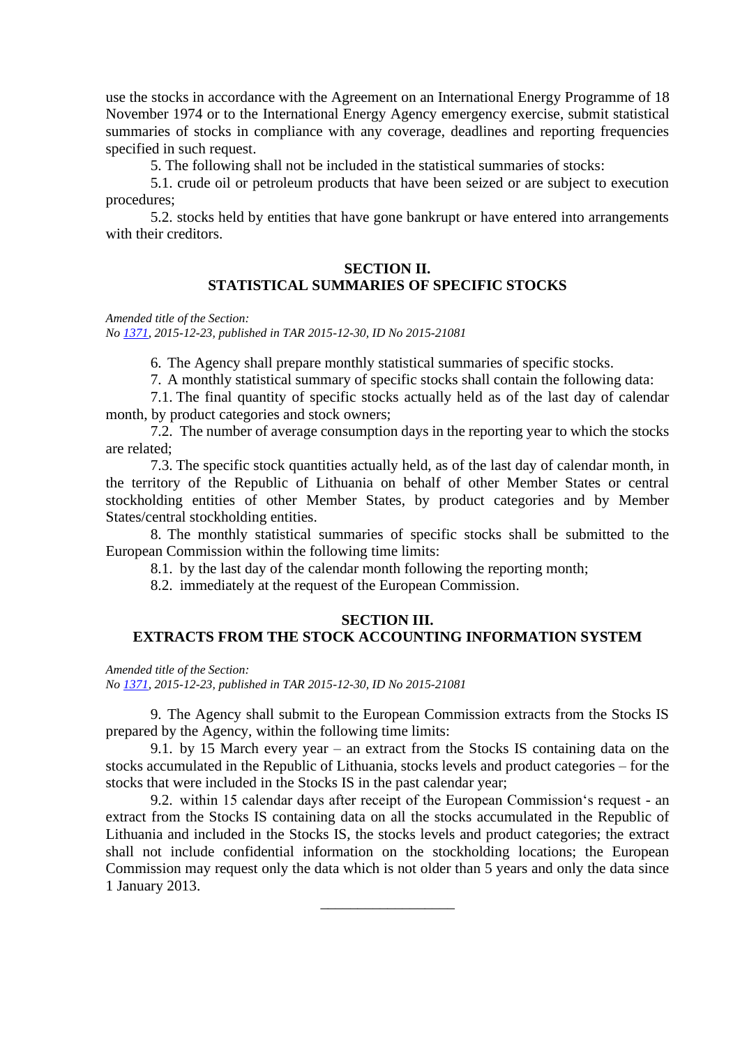use the stocks in accordance with the Agreement on an International Energy Programme of 18 November 1974 or to the International Energy Agency emergency exercise, submit statistical summaries of stocks in compliance with any coverage, deadlines and reporting frequencies specified in such request.

5. The following shall not be included in the statistical summaries of stocks:

5.1. crude oil or petroleum products that have been seized or are subject to execution procedures;

5.2. stocks held by entities that have gone bankrupt or have entered into arrangements with their creditors.

## SECTION II.
## STATISTICAL SUMMARIES OF SPECIFIC STOCKS

*Amended title of the Section:*
*No 1371, 2015-12-23, published in TAR 2015-12-30, ID No 2015-21081*

6. The Agency shall prepare monthly statistical summaries of specific stocks.

7. A monthly statistical summary of specific stocks shall contain the following data:

7.1. The final quantity of specific stocks actually held as of the last day of calendar month, by product categories and stock owners;

7.2. The number of average consumption days in the reporting year to which the stocks are related;

7.3. The specific stock quantities actually held, as of the last day of calendar month, in the territory of the Republic of Lithuania on behalf of other Member States or central stockholding entities of other Member States, by product categories and by Member States/central stockholding entities.

8. The monthly statistical summaries of specific stocks shall be submitted to the European Commission within the following time limits:

8.1. by the last day of the calendar month following the reporting month;

8.2. immediately at the request of the European Commission.

## SECTION III.
## EXTRACTS FROM THE STOCK ACCOUNTING INFORMATION SYSTEM

*Amended title of the Section:*
*No 1371, 2015-12-23, published in TAR 2015-12-30, ID No 2015-21081*

9. The Agency shall submit to the European Commission extracts from the Stocks IS prepared by the Agency, within the following time limits:

9.1. by 15 March every year – an extract from the Stocks IS containing data on the stocks accumulated in the Republic of Lithuania, stocks levels and product categories – for the stocks that were included in the Stocks IS in the past calendar year;

9.2. within 15 calendar days after receipt of the European Commission's request - an extract from the Stocks IS containing data on all the stocks accumulated in the Republic of Lithuania and included in the Stocks IS, the stocks levels and product categories; the extract shall not include confidential information on the stockholding locations; the European Commission may request only the data which is not older than 5 years and only the data since 1 January 2013.

\_\_\_\_\_\_\_\_\_\_\_\_\_\_\_\_\_\_